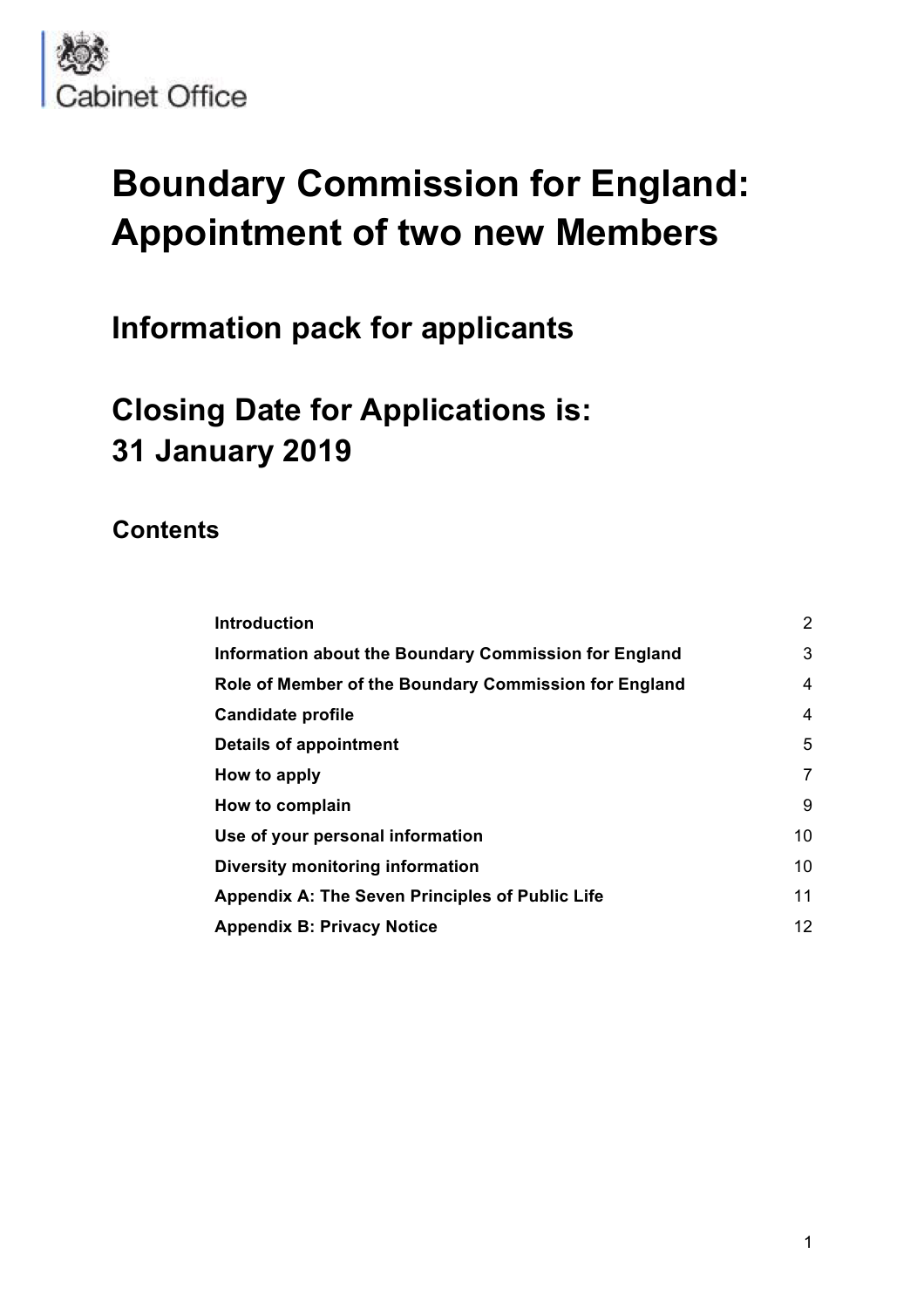Cabinet Office

# Boundary Commission for England: Appointment of two new Members

## Information pack for applicants

## Closing Date for Applications is: 31 January 2019

### Contents

| | |
|---|---|
| **Introduction** | 2 |
| **Information about the Boundary Commission for England** | 3 |
| **Role of Member of the Boundary Commission for England** | 4 |
| **Candidate profile** | 4 |
| **Details of appointment** | 5 |
| **How to apply** | 7 |
| **How to complain** | 9 |
| **Use of your personal information** | 10 |
| **Diversity monitoring information** | 10 |
| **Appendix A: The Seven Principles of Public Life** | 11 |
| **Appendix B: Privacy Notice** | 12 |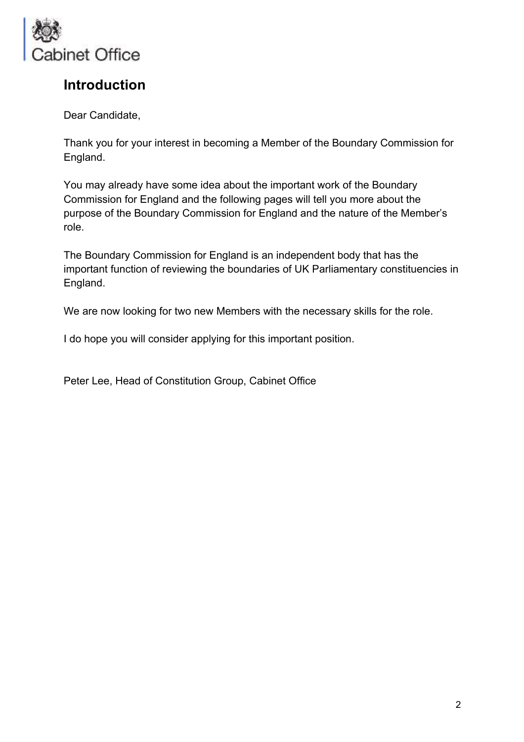## Introduction

Dear Candidate,

Thank you for your interest in becoming a Member of the Boundary Commission for England.

You may already have some idea about the important work of the Boundary Commission for England and the following pages will tell you more about the purpose of the Boundary Commission for England and the nature of the Member's role.

The Boundary Commission for England is an independent body that has the important function of reviewing the boundaries of UK Parliamentary constituencies in England.

We are now looking for two new Members with the necessary skills for the role.

I do hope you will consider applying for this important position.

Peter Lee, Head of Constitution Group, Cabinet Office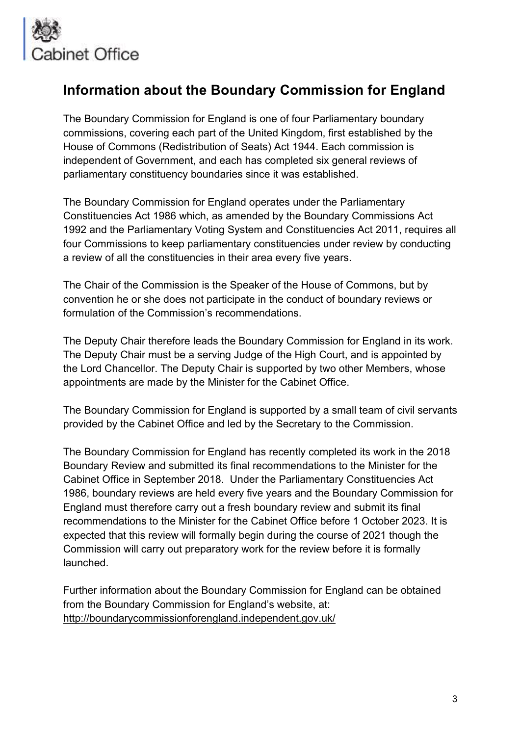## Information about the Boundary Commission for England

The Boundary Commission for England is one of four Parliamentary boundary commissions, covering each part of the United Kingdom, first established by the House of Commons (Redistribution of Seats) Act 1944. Each commission is independent of Government, and each has completed six general reviews of parliamentary constituency boundaries since it was established.

The Boundary Commission for England operates under the Parliamentary Constituencies Act 1986 which, as amended by the Boundary Commissions Act 1992 and the Parliamentary Voting System and Constituencies Act 2011, requires all four Commissions to keep parliamentary constituencies under review by conducting a review of all the constituencies in their area every five years.

The Chair of the Commission is the Speaker of the House of Commons, but by convention he or she does not participate in the conduct of boundary reviews or formulation of the Commission's recommendations.

The Deputy Chair therefore leads the Boundary Commission for England in its work. The Deputy Chair must be a serving Judge of the High Court, and is appointed by the Lord Chancellor. The Deputy Chair is supported by two other Members, whose appointments are made by the Minister for the Cabinet Office.

The Boundary Commission for England is supported by a small team of civil servants provided by the Cabinet Office and led by the Secretary to the Commission.

The Boundary Commission for England has recently completed its work in the 2018 Boundary Review and submitted its final recommendations to the Minister for the Cabinet Office in September 2018. Under the Parliamentary Constituencies Act 1986, boundary reviews are held every five years and the Boundary Commission for England must therefore carry out a fresh boundary review and submit its final recommendations to the Minister for the Cabinet Office before 1 October 2023. It is expected that this review will formally begin during the course of 2021 though the Commission will carry out preparatory work for the review before it is formally launched.

Further information about the Boundary Commission for England can be obtained from the Boundary Commission for England's website, at: http://boundarycommissionforengland.independent.gov.uk/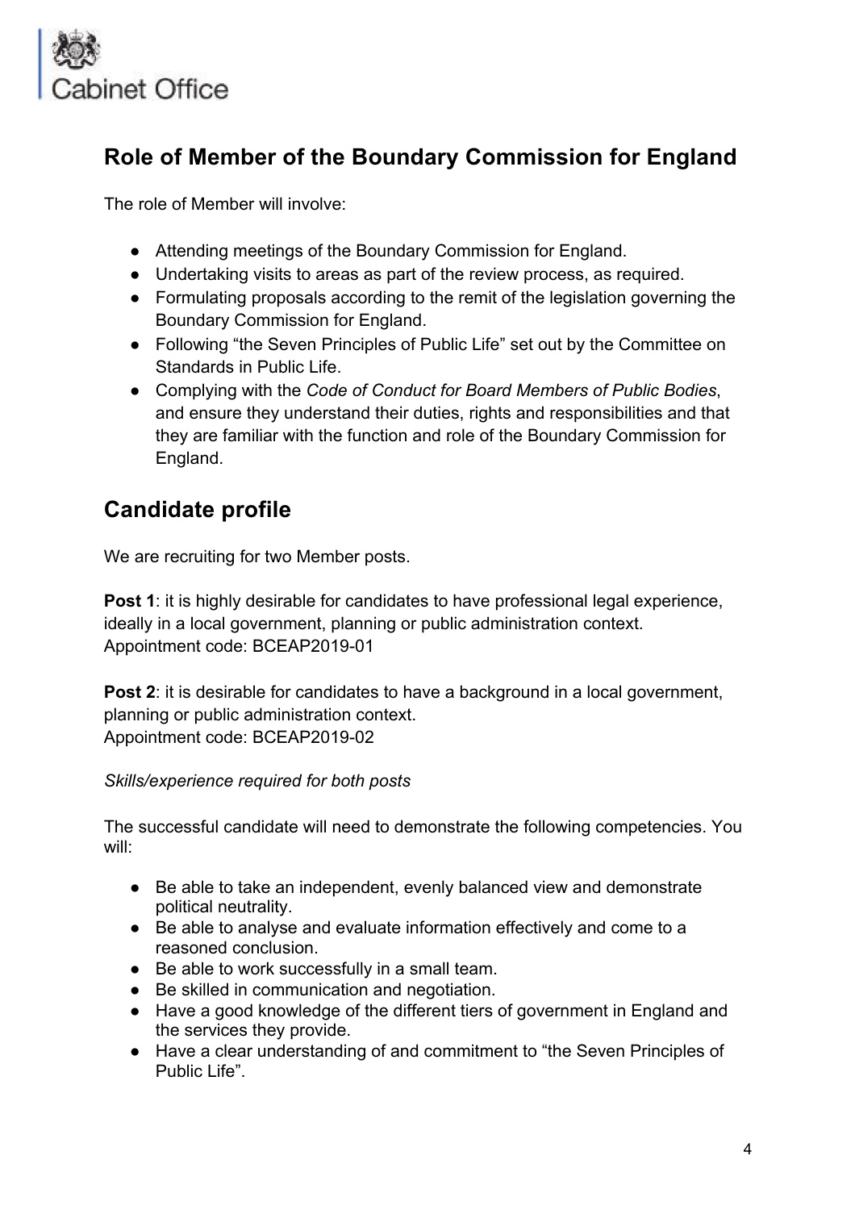## Role of Member of the Boundary Commission for England

The role of Member will involve:

- Attending meetings of the Boundary Commission for England.
- Undertaking visits to areas as part of the review process, as required.
- Formulating proposals according to the remit of the legislation governing the Boundary Commission for England.
- Following "the Seven Principles of Public Life" set out by the Committee on Standards in Public Life.
- Complying with the *Code of Conduct for Board Members of Public Bodies*, and ensure they understand their duties, rights and responsibilities and that they are familiar with the function and role of the Boundary Commission for England.

## Candidate profile

We are recruiting for two Member posts.

**Post 1**: it is highly desirable for candidates to have professional legal experience, ideally in a local government, planning or public administration context.
Appointment code: BCEAP2019-01

**Post 2**: it is desirable for candidates to have a background in a local government, planning or public administration context.
Appointment code: BCEAP2019-02

*Skills/experience required for both posts*

The successful candidate will need to demonstrate the following competencies. You will:

- Be able to take an independent, evenly balanced view and demonstrate political neutrality.
- Be able to analyse and evaluate information effectively and come to a reasoned conclusion.
- Be able to work successfully in a small team.
- Be skilled in communication and negotiation.
- Have a good knowledge of the different tiers of government in England and the services they provide.
- Have a clear understanding of and commitment to "the Seven Principles of Public Life".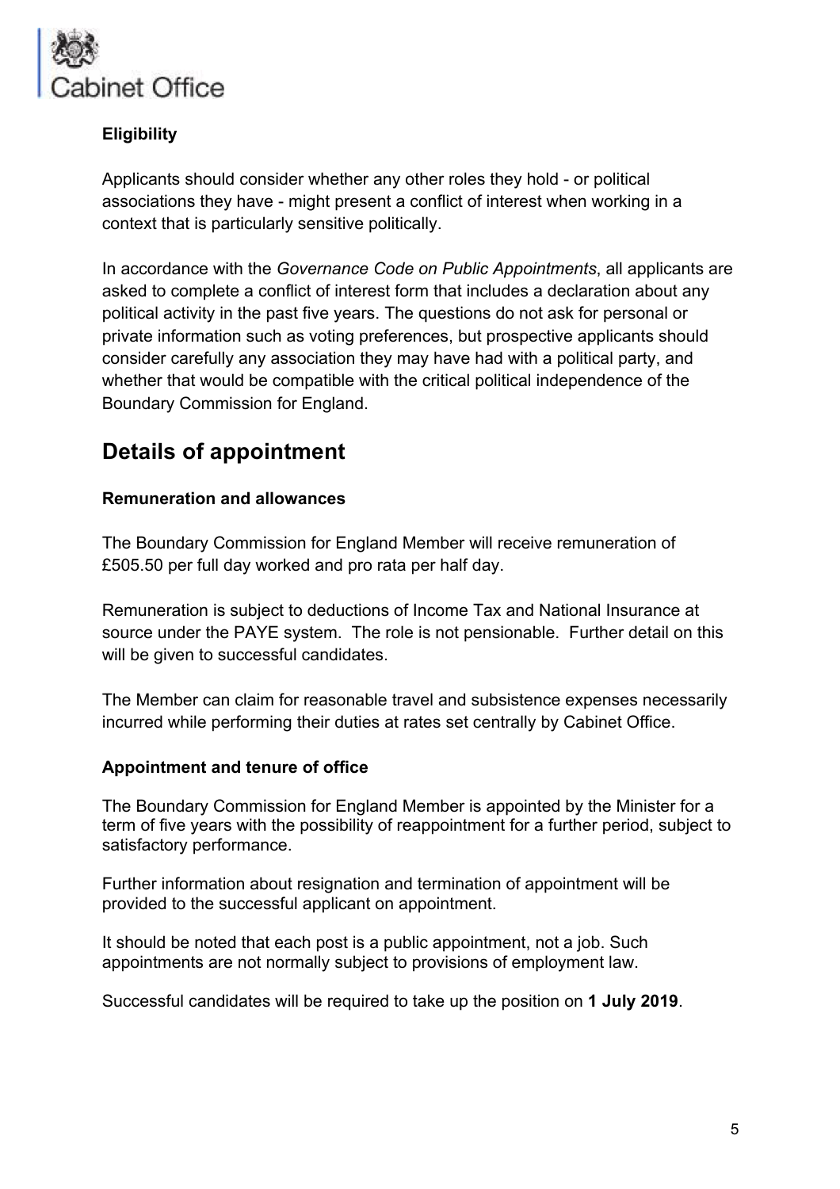**Eligibility**

Applicants should consider whether any other roles they hold - or political associations they have - might present a conflict of interest when working in a context that is particularly sensitive politically.

In accordance with the *Governance Code on Public Appointments*, all applicants are asked to complete a conflict of interest form that includes a declaration about any political activity in the past five years. The questions do not ask for personal or private information such as voting preferences, but prospective applicants should consider carefully any association they may have had with a political party, and whether that would be compatible with the critical political independence of the Boundary Commission for England.

## Details of appointment

**Remuneration and allowances**

The Boundary Commission for England Member will receive remuneration of £505.50 per full day worked and pro rata per half day.

Remuneration is subject to deductions of Income Tax and National Insurance at source under the PAYE system. The role is not pensionable. Further detail on this will be given to successful candidates.

The Member can claim for reasonable travel and subsistence expenses necessarily incurred while performing their duties at rates set centrally by Cabinet Office.

**Appointment and tenure of office**

The Boundary Commission for England Member is appointed by the Minister for a term of five years with the possibility of reappointment for a further period, subject to satisfactory performance.

Further information about resignation and termination of appointment will be provided to the successful applicant on appointment.

It should be noted that each post is a public appointment, not a job. Such appointments are not normally subject to provisions of employment law.

Successful candidates will be required to take up the position on **1 July 2019**.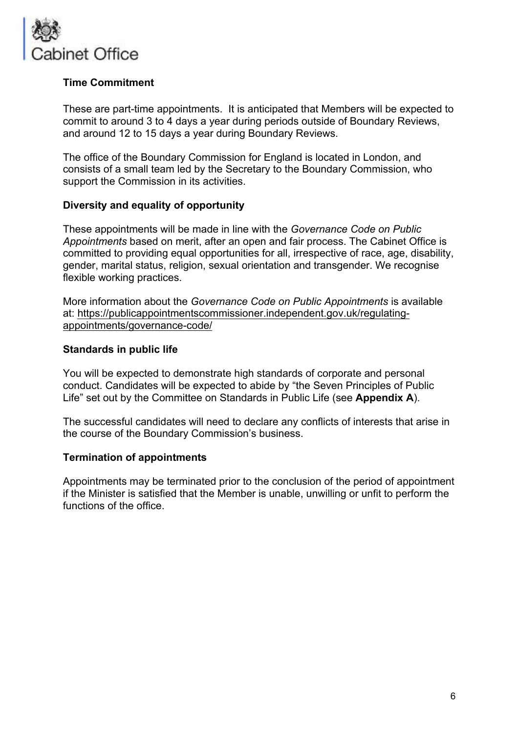**Time Commitment**

These are part-time appointments. It is anticipated that Members will be expected to commit to around 3 to 4 days a year during periods outside of Boundary Reviews, and around 12 to 15 days a year during Boundary Reviews.

The office of the Boundary Commission for England is located in London, and consists of a small team led by the Secretary to the Boundary Commission, who support the Commission in its activities.

**Diversity and equality of opportunity**

These appointments will be made in line with the *Governance Code on Public Appointments* based on merit, after an open and fair process. The Cabinet Office is committed to providing equal opportunities for all, irrespective of race, age, disability, gender, marital status, religion, sexual orientation and transgender. We recognise flexible working practices.

More information about the *Governance Code on Public Appointments* is available at: https://publicappointmentscommissioner.independent.gov.uk/regulating-appointments/governance-code/

**Standards in public life**

You will be expected to demonstrate high standards of corporate and personal conduct. Candidates will be expected to abide by "the Seven Principles of Public Life" set out by the Committee on Standards in Public Life (see **Appendix A**).

The successful candidates will need to declare any conflicts of interests that arise in the course of the Boundary Commission's business.

**Termination of appointments**

Appointments may be terminated prior to the conclusion of the period of appointment if the Minister is satisfied that the Member is unable, unwilling or unfit to perform the functions of the office.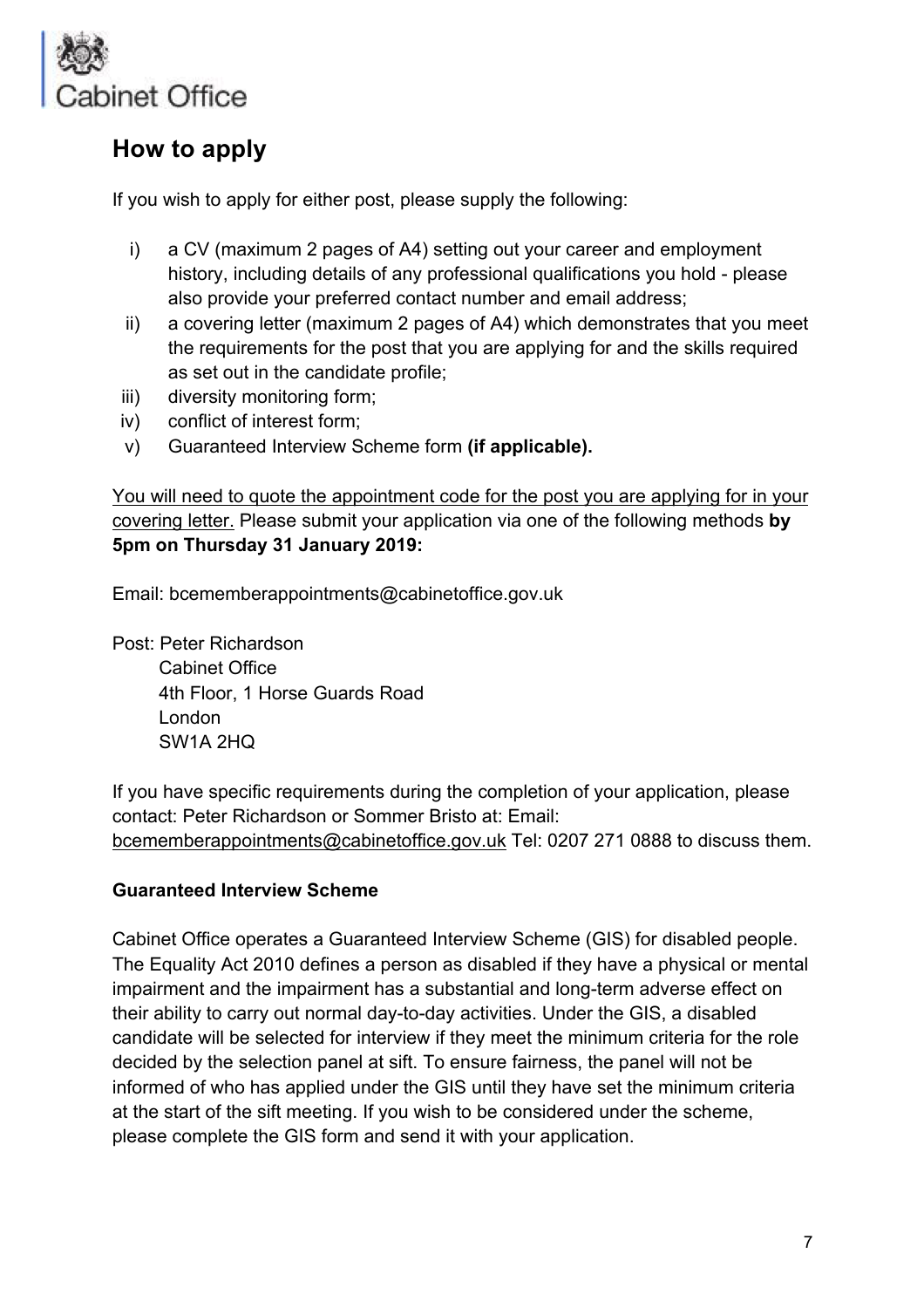## How to apply

If you wish to apply for either post, please supply the following:

i) a CV (maximum 2 pages of A4) setting out your career and employment history, including details of any professional qualifications you hold - please also provide your preferred contact number and email address;
ii) a covering letter (maximum 2 pages of A4) which demonstrates that you meet the requirements for the post that you are applying for and the skills required as set out in the candidate profile;
iii) diversity monitoring form;
iv) conflict of interest form;
v) Guaranteed Interview Scheme form **(if applicable).**

You will need to quote the appointment code for the post you are applying for in your covering letter. Please submit your application via one of the following methods **by 5pm on Thursday 31 January 2019:**

Email: bcememberappointments@cabinetoffice.gov.uk

Post: Peter Richardson
Cabinet Office
4th Floor, 1 Horse Guards Road
London
SW1A 2HQ

If you have specific requirements during the completion of your application, please contact: Peter Richardson or Sommer Bristo at: Email: bcememberappointments@cabinetoffice.gov.uk Tel: 0207 271 0888 to discuss them.

**Guaranteed Interview Scheme**

Cabinet Office operates a Guaranteed Interview Scheme (GIS) for disabled people. The Equality Act 2010 defines a person as disabled if they have a physical or mental impairment and the impairment has a substantial and long-term adverse effect on their ability to carry out normal day-to-day activities. Under the GIS, a disabled candidate will be selected for interview if they meet the minimum criteria for the role decided by the selection panel at sift. To ensure fairness, the panel will not be informed of who has applied under the GIS until they have set the minimum criteria at the start of the sift meeting. If you wish to be considered under the scheme, please complete the GIS form and send it with your application.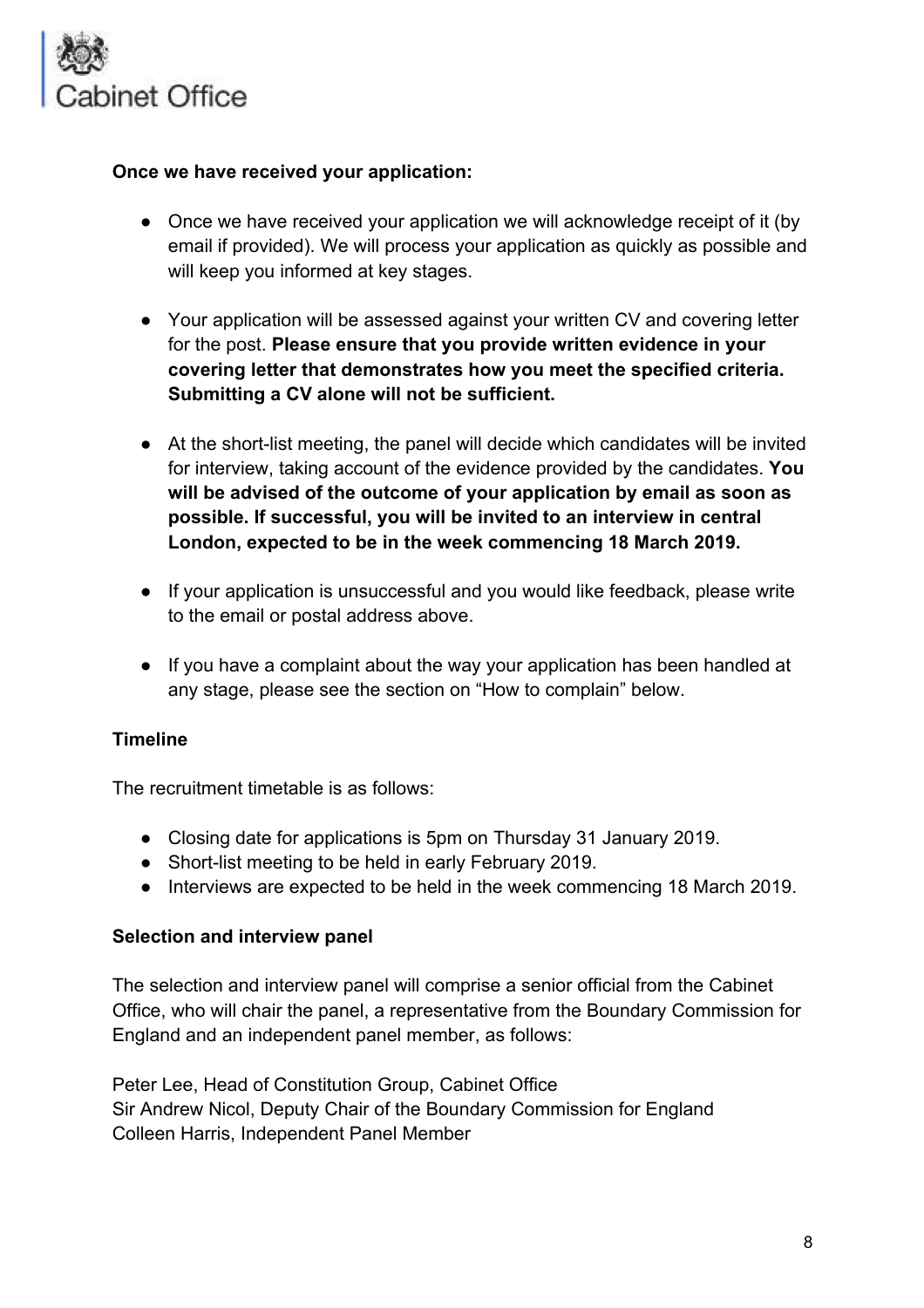**Once we have received your application:**

- Once we have received your application we will acknowledge receipt of it (by email if provided). We will process your application as quickly as possible and will keep you informed at key stages.

- Your application will be assessed against your written CV and covering letter for the post. **Please ensure that you provide written evidence in your covering letter that demonstrates how you meet the specified criteria. Submitting a CV alone will not be sufficient.**

- At the short-list meeting, the panel will decide which candidates will be invited for interview, taking account of the evidence provided by the candidates. **You will be advised of the outcome of your application by email as soon as possible. If successful, you will be invited to an interview in central London, expected to be in the week commencing 18 March 2019.**

- If your application is unsuccessful and you would like feedback, please write to the email or postal address above.

- If you have a complaint about the way your application has been handled at any stage, please see the section on "How to complain" below.

**Timeline**

The recruitment timetable is as follows:

- Closing date for applications is 5pm on Thursday 31 January 2019.
- Short-list meeting to be held in early February 2019.
- Interviews are expected to be held in the week commencing 18 March 2019.

**Selection and interview panel**

The selection and interview panel will comprise a senior official from the Cabinet Office, who will chair the panel, a representative from the Boundary Commission for England and an independent panel member, as follows:

Peter Lee, Head of Constitution Group, Cabinet Office
Sir Andrew Nicol, Deputy Chair of the Boundary Commission for England
Colleen Harris, Independent Panel Member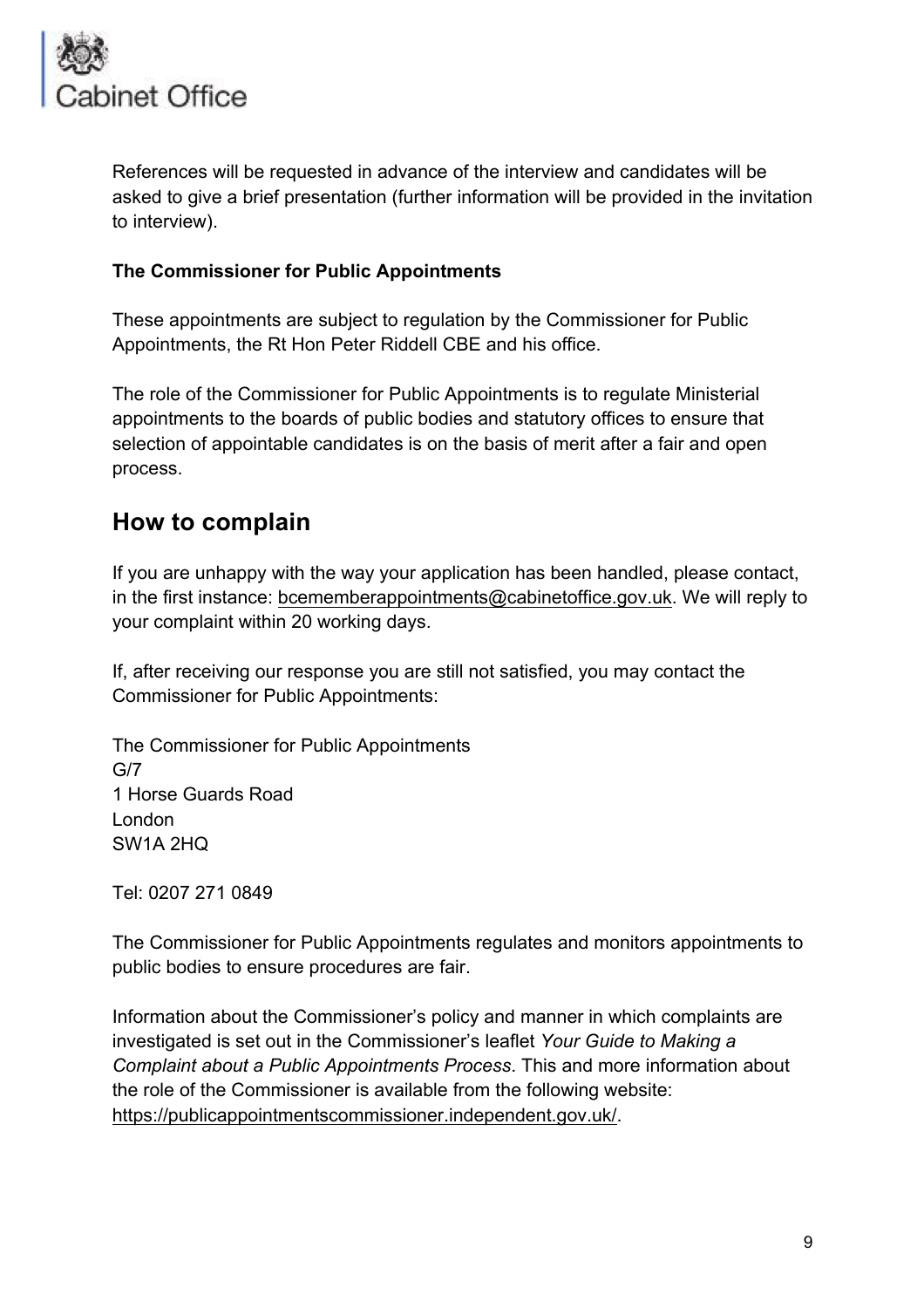References will be requested in advance of the interview and candidates will be asked to give a brief presentation (further information will be provided in the invitation to interview).

**The Commissioner for Public Appointments**

These appointments are subject to regulation by the Commissioner for Public Appointments, the Rt Hon Peter Riddell CBE and his office.

The role of the Commissioner for Public Appointments is to regulate Ministerial appointments to the boards of public bodies and statutory offices to ensure that selection of appointable candidates is on the basis of merit after a fair and open process.

## How to complain

If you are unhappy with the way your application has been handled, please contact, in the first instance: bcememberappointments@cabinetoffice.gov.uk. We will reply to your complaint within 20 working days.

If, after receiving our response you are still not satisfied, you may contact the Commissioner for Public Appointments:

The Commissioner for Public Appointments
G/7
1 Horse Guards Road
London
SW1A 2HQ

Tel: 0207 271 0849

The Commissioner for Public Appointments regulates and monitors appointments to public bodies to ensure procedures are fair.

Information about the Commissioner's policy and manner in which complaints are investigated is set out in the Commissioner's leaflet *Your Guide to Making a Complaint about a Public Appointments Process*. This and more information about the role of the Commissioner is available from the following website: https://publicappointmentscommissioner.independent.gov.uk/.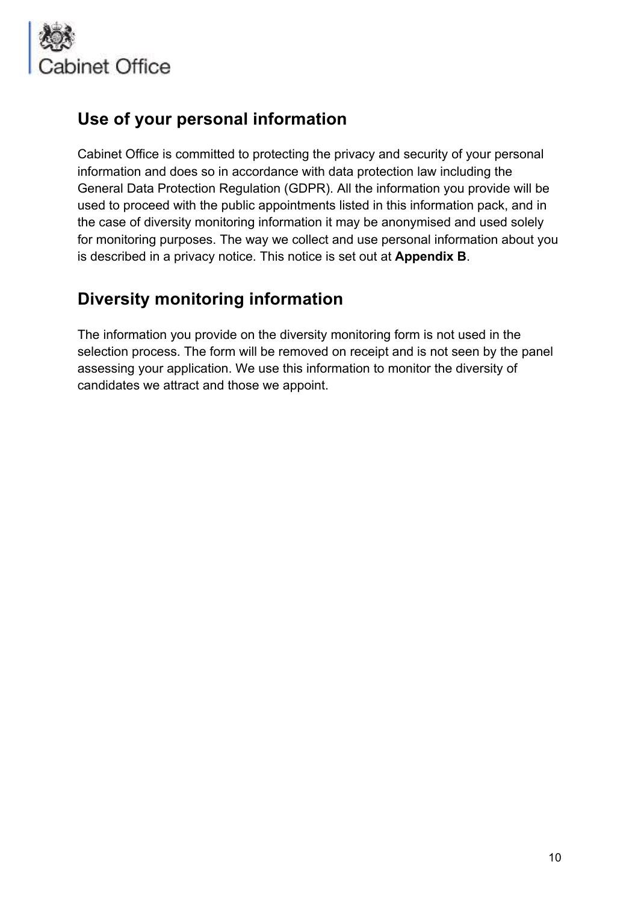## Use of your personal information

Cabinet Office is committed to protecting the privacy and security of your personal information and does so in accordance with data protection law including the General Data Protection Regulation (GDPR). All the information you provide will be used to proceed with the public appointments listed in this information pack, and in the case of diversity monitoring information it may be anonymised and used solely for monitoring purposes. The way we collect and use personal information about you is described in a privacy notice. This notice is set out at **Appendix B**.

## Diversity monitoring information

The information you provide on the diversity monitoring form is not used in the selection process. The form will be removed on receipt and is not seen by the panel assessing your application. We use this information to monitor the diversity of candidates we attract and those we appoint.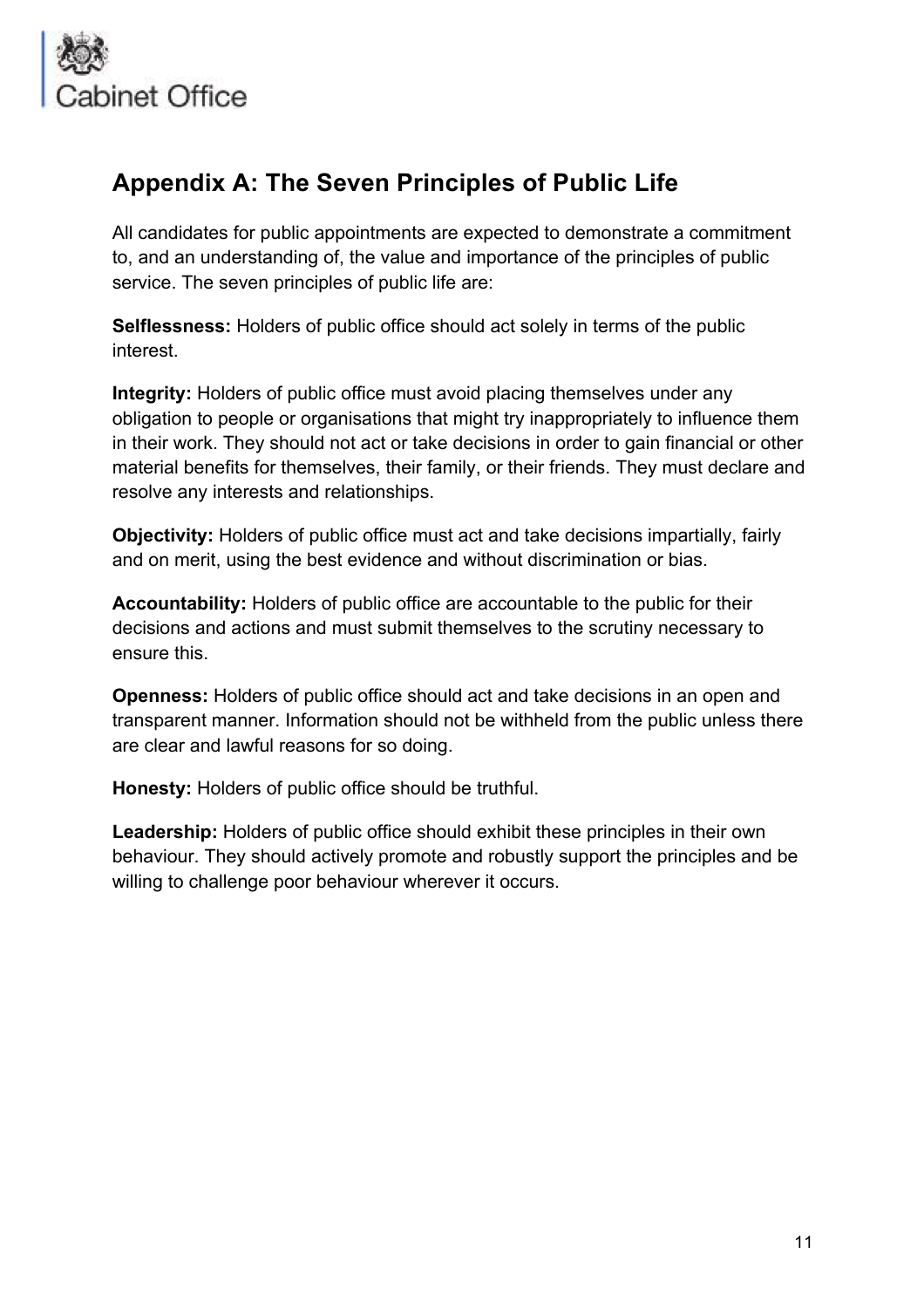## Appendix A: The Seven Principles of Public Life

All candidates for public appointments are expected to demonstrate a commitment to, and an understanding of, the value and importance of the principles of public service. The seven principles of public life are:

**Selflessness:** Holders of public office should act solely in terms of the public interest.

**Integrity:** Holders of public office must avoid placing themselves under any obligation to people or organisations that might try inappropriately to influence them in their work. They should not act or take decisions in order to gain financial or other material benefits for themselves, their family, or their friends. They must declare and resolve any interests and relationships.

**Objectivity:** Holders of public office must act and take decisions impartially, fairly and on merit, using the best evidence and without discrimination or bias.

**Accountability:** Holders of public office are accountable to the public for their decisions and actions and must submit themselves to the scrutiny necessary to ensure this.

**Openness:** Holders of public office should act and take decisions in an open and transparent manner. Information should not be withheld from the public unless there are clear and lawful reasons for so doing.

**Honesty:** Holders of public office should be truthful.

**Leadership:** Holders of public office should exhibit these principles in their own behaviour. They should actively promote and robustly support the principles and be willing to challenge poor behaviour wherever it occurs.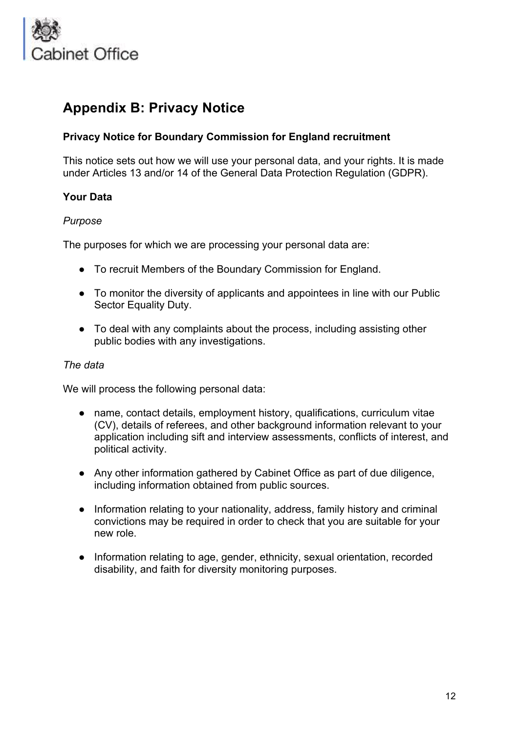## Appendix B: Privacy Notice

**Privacy Notice for Boundary Commission for England recruitment**

This notice sets out how we will use your personal data, and your rights. It is made under Articles 13 and/or 14 of the General Data Protection Regulation (GDPR).

**Your Data**

*Purpose*

The purposes for which we are processing your personal data are:

- To recruit Members of the Boundary Commission for England.
- To monitor the diversity of applicants and appointees in line with our Public Sector Equality Duty.
- To deal with any complaints about the process, including assisting other public bodies with any investigations.

*The data*

We will process the following personal data:

- name, contact details, employment history, qualifications, curriculum vitae (CV), details of referees, and other background information relevant to your application including sift and interview assessments, conflicts of interest, and political activity.
- Any other information gathered by Cabinet Office as part of due diligence, including information obtained from public sources.
- Information relating to your nationality, address, family history and criminal convictions may be required in order to check that you are suitable for your new role.
- Information relating to age, gender, ethnicity, sexual orientation, recorded disability, and faith for diversity monitoring purposes.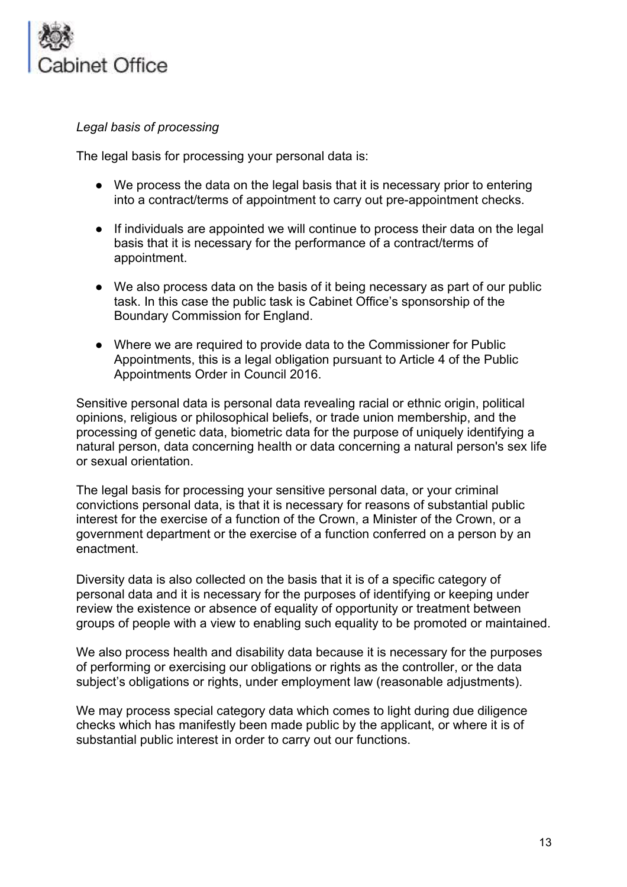*Legal basis of processing*

The legal basis for processing your personal data is:

- We process the data on the legal basis that it is necessary prior to entering into a contract/terms of appointment to carry out pre-appointment checks.

- If individuals are appointed we will continue to process their data on the legal basis that it is necessary for the performance of a contract/terms of appointment.

- We also process data on the basis of it being necessary as part of our public task. In this case the public task is Cabinet Office's sponsorship of the Boundary Commission for England.

- Where we are required to provide data to the Commissioner for Public Appointments, this is a legal obligation pursuant to Article 4 of the Public Appointments Order in Council 2016.

Sensitive personal data is personal data revealing racial or ethnic origin, political opinions, religious or philosophical beliefs, or trade union membership, and the processing of genetic data, biometric data for the purpose of uniquely identifying a natural person, data concerning health or data concerning a natural person's sex life or sexual orientation.

The legal basis for processing your sensitive personal data, or your criminal convictions personal data, is that it is necessary for reasons of substantial public interest for the exercise of a function of the Crown, a Minister of the Crown, or a government department or the exercise of a function conferred on a person by an enactment.

Diversity data is also collected on the basis that it is of a specific category of personal data and it is necessary for the purposes of identifying or keeping under review the existence or absence of equality of opportunity or treatment between groups of people with a view to enabling such equality to be promoted or maintained.

We also process health and disability data because it is necessary for the purposes of performing or exercising our obligations or rights as the controller, or the data subject's obligations or rights, under employment law (reasonable adjustments).

We may process special category data which comes to light during due diligence checks which has manifestly been made public by the applicant, or where it is of substantial public interest in order to carry out our functions.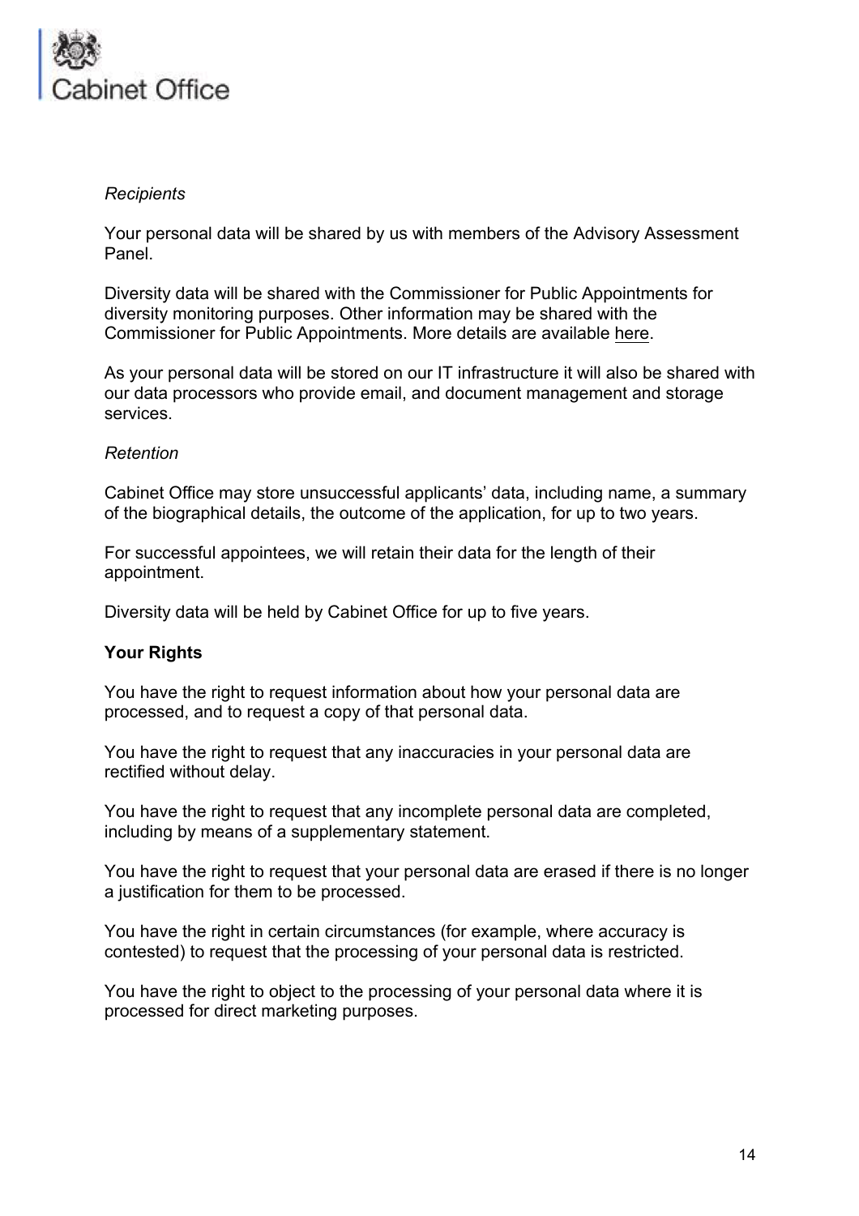*Recipients*

Your personal data will be shared by us with members of the Advisory Assessment Panel.

Diversity data will be shared with the Commissioner for Public Appointments for diversity monitoring purposes. Other information may be shared with the Commissioner for Public Appointments. More details are available here.

As your personal data will be stored on our IT infrastructure it will also be shared with our data processors who provide email, and document management and storage services.

*Retention*

Cabinet Office may store unsuccessful applicants' data, including name, a summary of the biographical details, the outcome of the application, for up to two years.

For successful appointees, we will retain their data for the length of their appointment.

Diversity data will be held by Cabinet Office for up to five years.

**Your Rights**

You have the right to request information about how your personal data are processed, and to request a copy of that personal data.

You have the right to request that any inaccuracies in your personal data are rectified without delay.

You have the right to request that any incomplete personal data are completed, including by means of a supplementary statement.

You have the right to request that your personal data are erased if there is no longer a justification for them to be processed.

You have the right in certain circumstances (for example, where accuracy is contested) to request that the processing of your personal data is restricted.

You have the right to object to the processing of your personal data where it is processed for direct marketing purposes.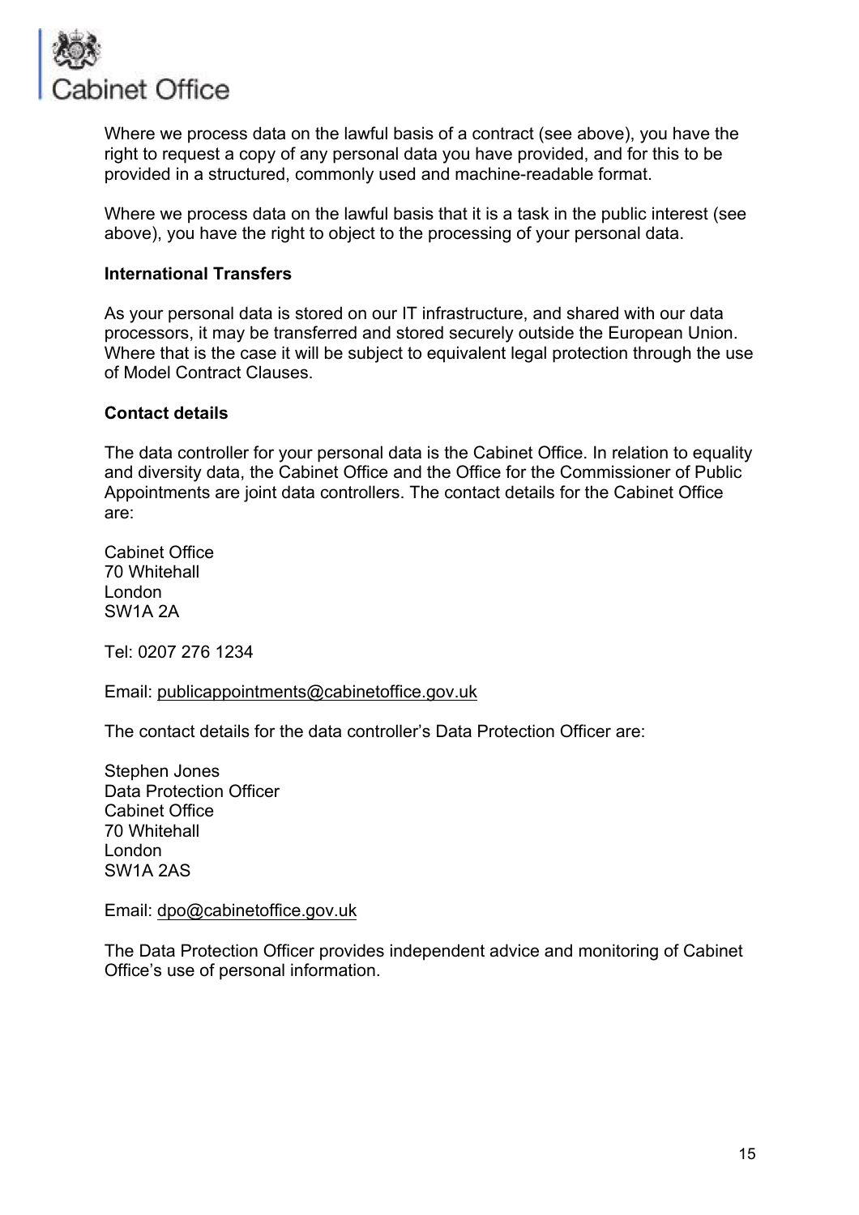Where we process data on the lawful basis of a contract (see above), you have the right to request a copy of any personal data you have provided, and for this to be provided in a structured, commonly used and machine-readable format.

Where we process data on the lawful basis that it is a task in the public interest (see above), you have the right to object to the processing of your personal data.

**International Transfers**

As your personal data is stored on our IT infrastructure, and shared with our data processors, it may be transferred and stored securely outside the European Union. Where that is the case it will be subject to equivalent legal protection through the use of Model Contract Clauses.

**Contact details**

The data controller for your personal data is the Cabinet Office. In relation to equality and diversity data, the Cabinet Office and the Office for the Commissioner of Public Appointments are joint data controllers. The contact details for the Cabinet Office are:

Cabinet Office
70 Whitehall
London
SW1A 2A

Tel: 0207 276 1234

Email: publicappointments@cabinetoffice.gov.uk

The contact details for the data controller's Data Protection Officer are:

Stephen Jones
Data Protection Officer
Cabinet Office
70 Whitehall
London
SW1A 2AS

Email: dpo@cabinetoffice.gov.uk

The Data Protection Officer provides independent advice and monitoring of Cabinet Office's use of personal information.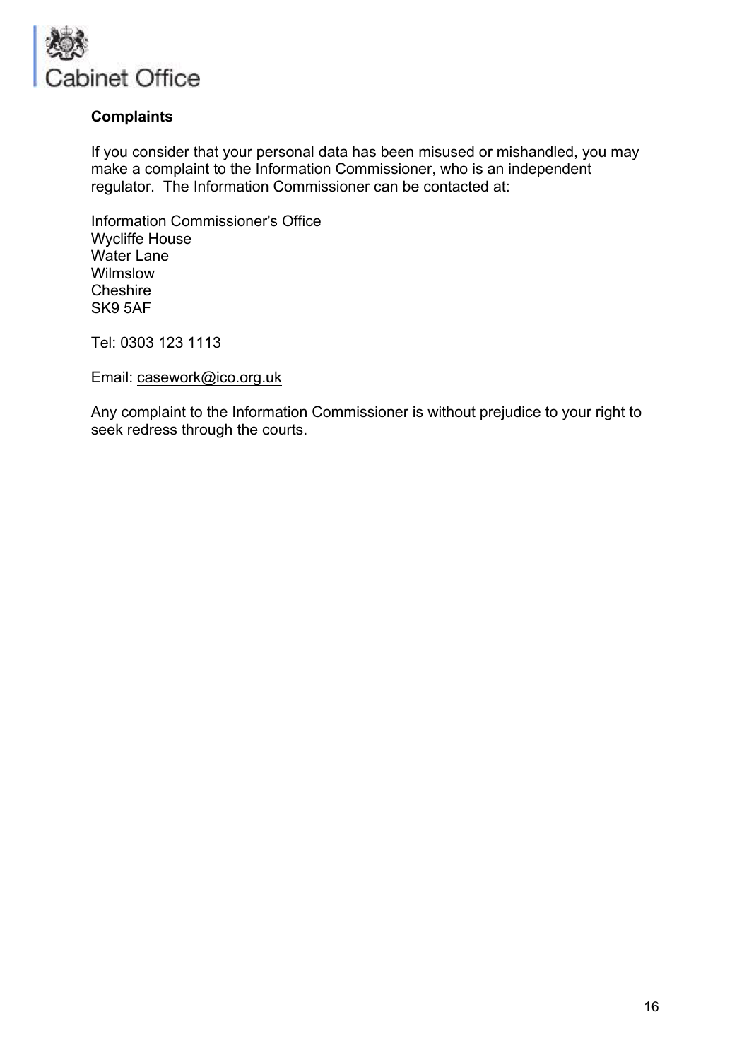Cabinet Office

**Complaints**

If you consider that your personal data has been misused or mishandled, you may make a complaint to the Information Commissioner, who is an independent regulator. The Information Commissioner can be contacted at:

Information Commissioner's Office
Wycliffe House
Water Lane
Wilmslow
Cheshire
SK9 5AF

Tel: 0303 123 1113

Email: casework@ico.org.uk

Any complaint to the Information Commissioner is without prejudice to your right to seek redress through the courts.